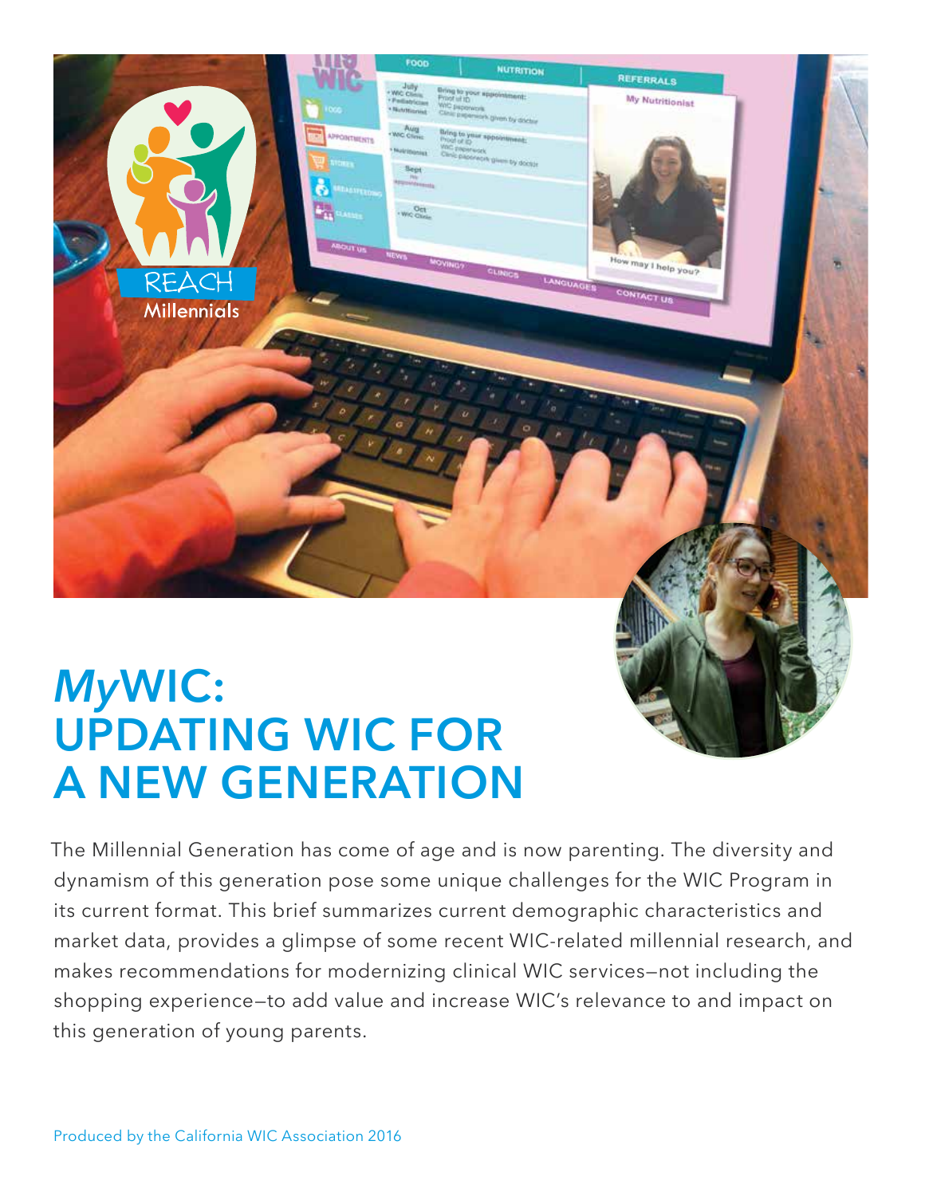# *My*WIC: UPDATING WIC FOR A NEW GENERATION

The Millennial Generation has come of age and is now parenting. The diversity and dynamism of this generation pose some unique challenges for the WIC Program in its current format. This brief summarizes current demographic characteristics and market data, provides a glimpse of some recent WIC-related millennial research, and makes recommendations for modernizing clinical WIC services—not including the shopping experience—to add value and increase WIC's relevance to and impact on this generation of young parents.

Produced by the California WIC Association 2016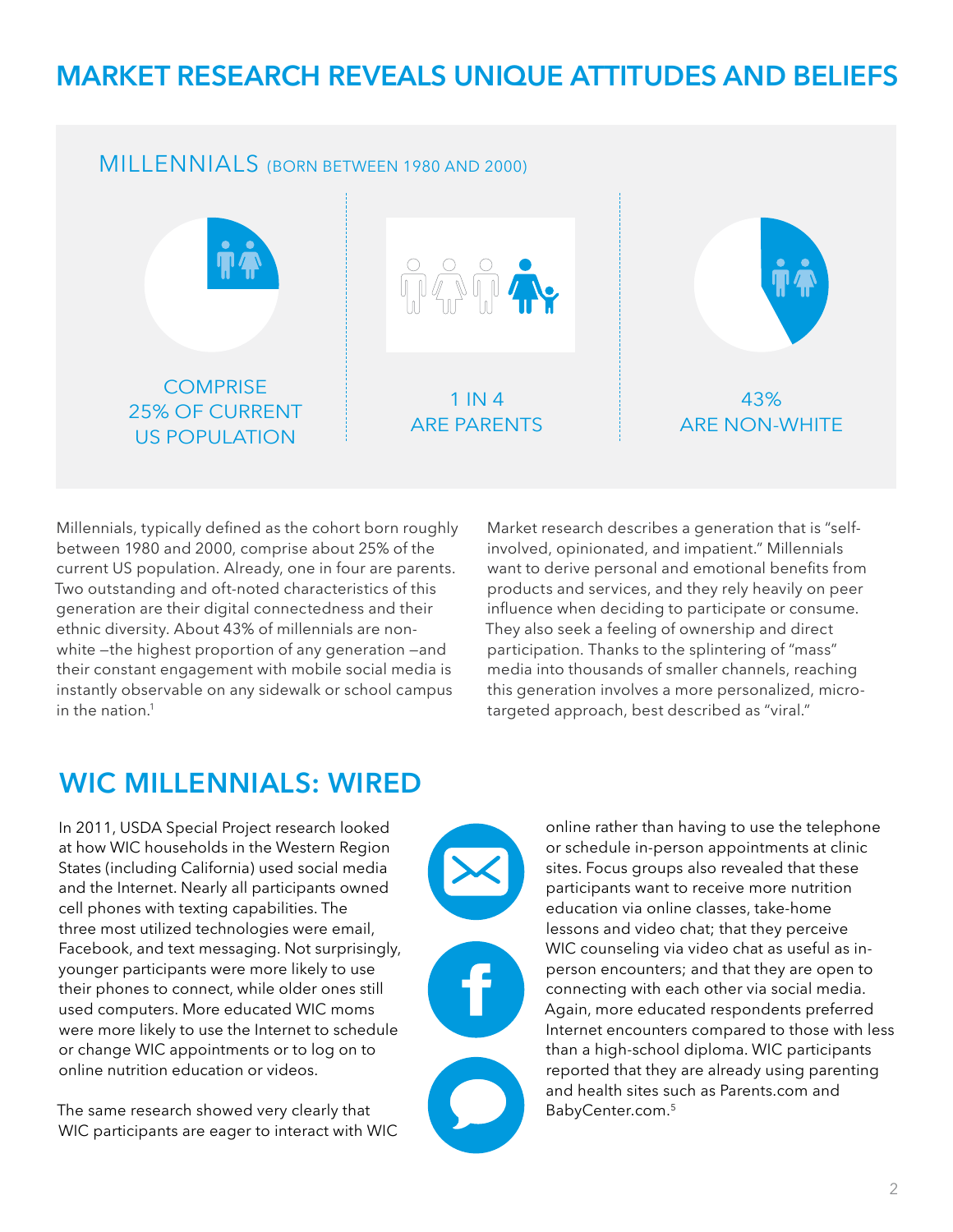# MARKET RESEARCH REVEALS UNIQUE ATTITUDES AND BELIEFS

## MILLENNIALS (BORN BETWEEN 1980 AND 2000)

COMPRISE 25% OF CURRENT US POPULATION

1 IN 4 ARE PARENTS

43% ARE NON-WHITE

Millennials, typically defined as the cohort born roughly between 1980 and 2000, comprise about 25% of the current US population. Already, one in four are parents. Two outstanding and oft-noted characteristics of this generation are their digital connectedness and their ethnic diversity. About 43% of millennials are non-white —the highest proportion of any generation —and their constant engagement with mobile social media is instantly observable on any sidewalk or school campus in the nation.[1]

Market research describes a generation that is "self-involved, opinionated, and impatient." Millennials want to derive personal and emotional benefits from products and services, and they rely heavily on peer influence when deciding to participate or consume. They also seek a feeling of ownership and direct participation. Thanks to the splintering of "mass" media into thousands of smaller channels, reaching this generation involves a more personalized, micro-targeted approach, best described as "viral."

## WIC MILLENNIALS: WIRED

In 2011, USDA Special Project research looked at how WIC households in the Western Region States (including California) used social media and the Internet. Nearly all participants owned cell phones with texting capabilities. The three most utilized technologies were email, Facebook, and text messaging. Not surprisingly, younger participants were more likely to use their phones to connect, while older ones still used computers. More educated WIC moms were more likely to use the Internet to schedule or change WIC appointments or to log on to online nutrition education or videos.

The same research showed very clearly that WIC participants are eager to interact with WIC online rather than having to use the telephone or schedule in-person appointments at clinic sites. Focus groups also revealed that these participants want to receive more nutrition education via online classes, take-home lessons and video chat; that they perceive WIC counseling via video chat as useful as in-person encounters; and that they are open to connecting with each other via social media. Again, more educated respondents preferred Internet encounters compared to those with less than a high-school diploma. WIC participants reported that they are already using parenting and health sites such as Parents.com and BabyCenter.com.[5]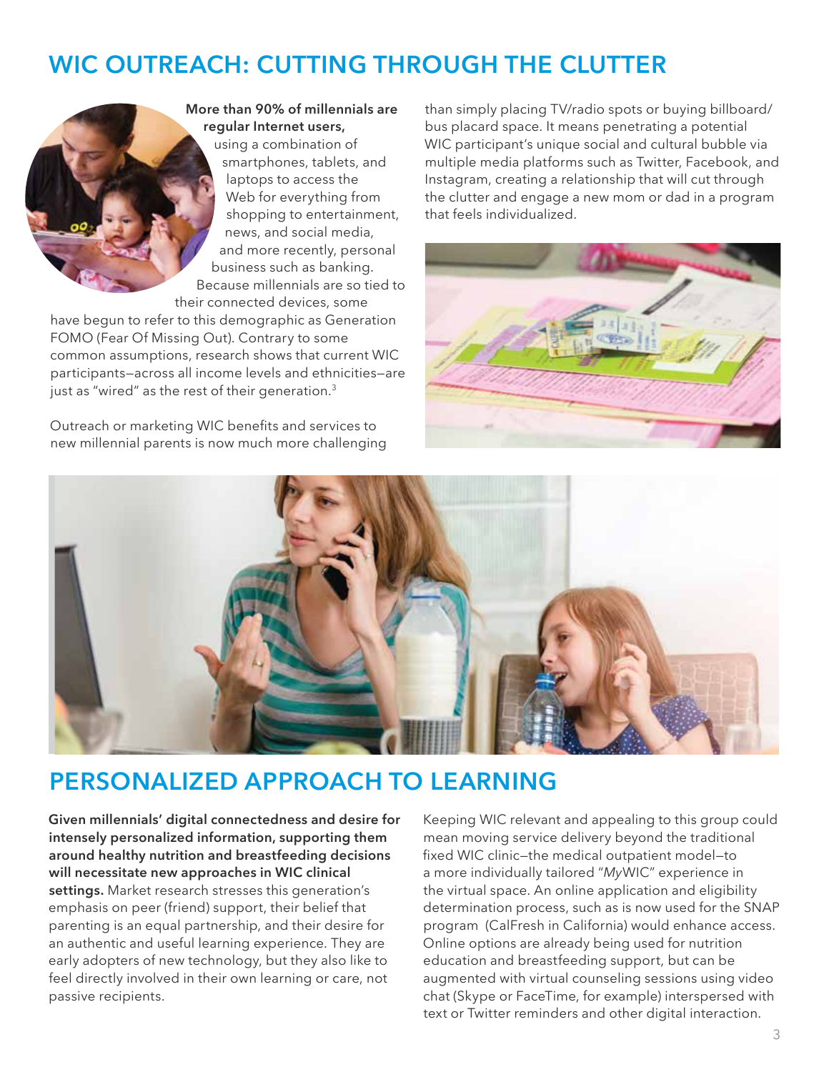## WIC OUTREACH: CUTTING THROUGH THE CLUTTER

**More than 90% of millennials are regular Internet users,** using a combination of smartphones, tablets, and laptops to access the Web for everything from shopping to entertainment, news, and social media, and more recently, personal business such as banking. Because millennials are so tied to their connected devices, some have begun to refer to this demographic as Generation FOMO (Fear Of Missing Out). Contrary to some common assumptions, research shows that current WIC participants—across all income levels and ethnicities—are just as "wired" as the rest of their generation.[3]

Outreach or marketing WIC benefits and services to new millennial parents is now much more challenging than simply placing TV/radio spots or buying billboard/bus placard space. It means penetrating a potential WIC participant's unique social and cultural bubble via multiple media platforms such as Twitter, Facebook, and Instagram, creating a relationship that will cut through the clutter and engage a new mom or dad in a program that feels individualized.

## PERSONALIZED APPROACH TO LEARNING

**Given millennials' digital connectedness and desire for intensely personalized information, supporting them around healthy nutrition and breastfeeding decisions will necessitate new approaches in WIC clinical settings.** Market research stresses this generation's emphasis on peer (friend) support, their belief that parenting is an equal partnership, and their desire for an authentic and useful learning experience. They are early adopters of new technology, but they also like to feel directly involved in their own learning or care, not passive recipients.

Keeping WIC relevant and appealing to this group could mean moving service delivery beyond the traditional fixed WIC clinic—the medical outpatient model—to a more individually tailored "*My*WIC" experience in the virtual space. An online application and eligibility determination process, such as is now used for the SNAP program (CalFresh in California) would enhance access. Online options are already being used for nutrition education and breastfeeding support, but can be augmented with virtual counseling sessions using video chat (Skype or FaceTime, for example) interspersed with text or Twitter reminders and other digital interaction.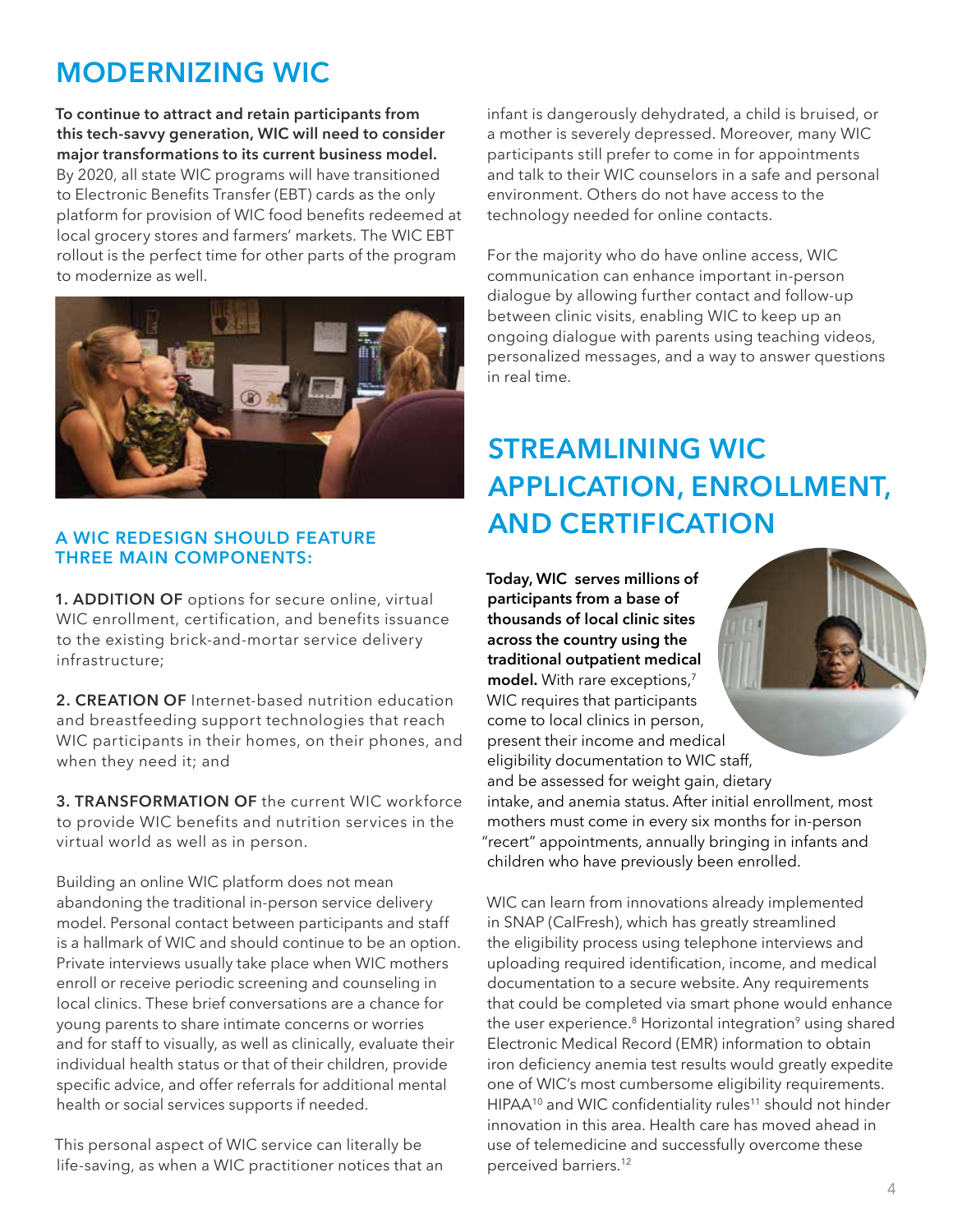# MODERNIZING WIC

**To continue to attract and retain participants from this tech-savvy generation, WIC will need to consider major transformations to its current business model.** By 2020, all state WIC programs will have transitioned to Electronic Benefits Transfer (EBT) cards as the only platform for provision of WIC food benefits redeemed at local grocery stores and farmers' markets. The WIC EBT rollout is the perfect time for other parts of the program to modernize as well.

### A WIC REDESIGN SHOULD FEATURE THREE MAIN COMPONENTS:

**1. ADDITION OF** options for secure online, virtual WIC enrollment, certification, and benefits issuance to the existing brick-and-mortar service delivery infrastructure;

**2. CREATION OF** Internet-based nutrition education and breastfeeding support technologies that reach WIC participants in their homes, on their phones, and when they need it; and

**3. TRANSFORMATION OF** the current WIC workforce to provide WIC benefits and nutrition services in the virtual world as well as in person.

Building an online WIC platform does not mean abandoning the traditional in-person service delivery model. Personal contact between participants and staff is a hallmark of WIC and should continue to be an option. Private interviews usually take place when WIC mothers enroll or receive periodic screening and counseling in local clinics. These brief conversations are a chance for young parents to share intimate concerns or worries and for staff to visually, as well as clinically, evaluate their individual health status or that of their children, provide specific advice, and offer referrals for additional mental health or social services supports if needed.

This personal aspect of WIC service can literally be life-saving, as when a WIC practitioner notices that an infant is dangerously dehydrated, a child is bruised, or a mother is severely depressed. Moreover, many WIC participants still prefer to come in for appointments and talk to their WIC counselors in a safe and personal environment. Others do not have access to the technology needed for online contacts.

For the majority who do have online access, WIC communication can enhance important in-person dialogue by allowing further contact and follow-up between clinic visits, enabling WIC to keep up an ongoing dialogue with parents using teaching videos, personalized messages, and a way to answer questions in real time.

# STREAMLINING WIC APPLICATION, ENROLLMENT, AND CERTIFICATION

**Today, WIC serves millions of participants from a base of thousands of local clinic sites across the country using the traditional outpatient medical model.** With rare exceptions,[7] WIC requires that participants come to local clinics in person, present their income and medical eligibility documentation to WIC staff, and be assessed for weight gain, dietary intake, and anemia status. After initial enrollment, most mothers must come in every six months for in-person "recert" appointments, annually bringing in infants and children who have previously been enrolled.

WIC can learn from innovations already implemented in SNAP (CalFresh), which has greatly streamlined the eligibility process using telephone interviews and uploading required identification, income, and medical documentation to a secure website. Any requirements that could be completed via smart phone would enhance the user experience.[8] Horizontal integration[9] using shared Electronic Medical Record (EMR) information to obtain iron deficiency anemia test results would greatly expedite one of WIC's most cumbersome eligibility requirements. HIPAA[10] and WIC confidentiality rules[11] should not hinder innovation in this area. Health care has moved ahead in use of telemedicine and successfully overcome these perceived barriers.[12]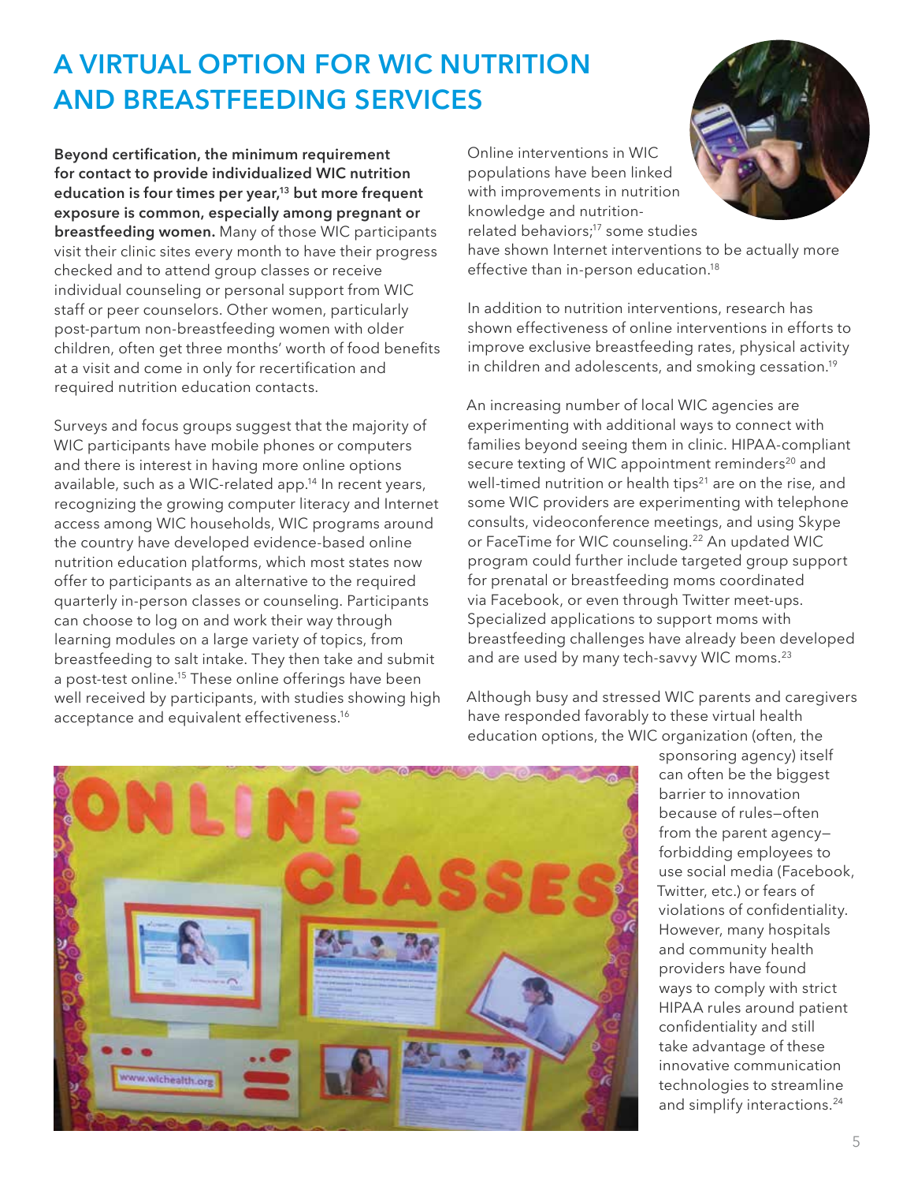# A VIRTUAL OPTION FOR WIC NUTRITION AND BREASTFEEDING SERVICES

**Beyond certification, the minimum requirement for contact to provide individualized WIC nutrition education is four times per year,[13] but more frequent exposure is common, especially among pregnant or breastfeeding women.** Many of those WIC participants visit their clinic sites every month to have their progress checked and to attend group classes or receive individual counseling or personal support from WIC staff or peer counselors. Other women, particularly post-partum non-breastfeeding women with older children, often get three months' worth of food benefits at a visit and come in only for recertification and required nutrition education contacts.

Surveys and focus groups suggest that the majority of WIC participants have mobile phones or computers and there is interest in having more online options available, such as a WIC-related app.[14] In recent years, recognizing the growing computer literacy and Internet access among WIC households, WIC programs around the country have developed evidence-based online nutrition education platforms, which most states now offer to participants as an alternative to the required quarterly in-person classes or counseling. Participants can choose to log on and work their way through learning modules on a large variety of topics, from breastfeeding to salt intake. They then take and submit a post-test online.[15] These online offerings have been well received by participants, with studies showing high acceptance and equivalent effectiveness.[16]

Online interventions in WIC populations have been linked with improvements in nutrition knowledge and nutrition-related behaviors;[17] some studies have shown Internet interventions to be actually more effective than in-person education.[18]

In addition to nutrition interventions, research has shown effectiveness of online interventions in efforts to improve exclusive breastfeeding rates, physical activity in children and adolescents, and smoking cessation.[19]

An increasing number of local WIC agencies are experimenting with additional ways to connect with families beyond seeing them in clinic. HIPAA-compliant secure texting of WIC appointment reminders[20] and well-timed nutrition or health tips[21] are on the rise, and some WIC providers are experimenting with telephone consults, videoconference meetings, and using Skype or FaceTime for WIC counseling.[22] An updated WIC program could further include targeted group support for prenatal or breastfeeding moms coordinated via Facebook, or even through Twitter meet-ups. Specialized applications to support moms with breastfeeding challenges have already been developed and are used by many tech-savvy WIC moms.[23]

Although busy and stressed WIC parents and caregivers have responded favorably to these virtual health education options, the WIC organization (often, the sponsoring agency) itself can often be the biggest barrier to innovation because of rules—often from the parent agency—forbidding employees to use social media (Facebook, Twitter, etc.) or fears of violations of confidentiality. However, many hospitals and community health providers have found ways to comply with strict HIPAA rules around patient confidentiality and still take advantage of these innovative communication technologies to streamline and simplify interactions.[24]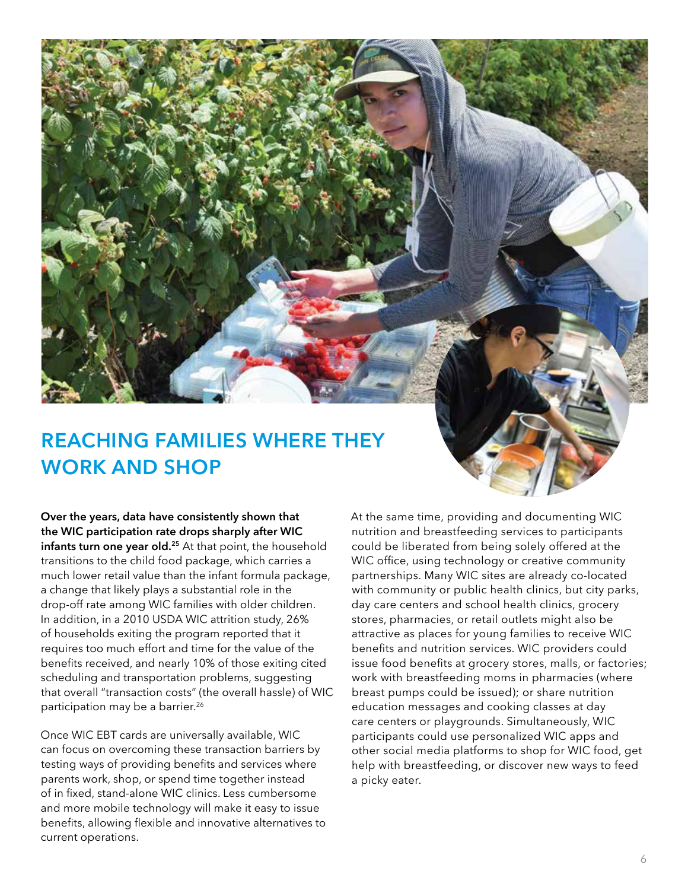## REACHING FAMILIES WHERE THEY WORK AND SHOP

**Over the years, data have consistently shown that the WIC participation rate drops sharply after WIC infants turn one year old.**[25] At that point, the household transitions to the child food package, which carries a much lower retail value than the infant formula package, a change that likely plays a substantial role in the drop-off rate among WIC families with older children. In addition, in a 2010 USDA WIC attrition study, 26% of households exiting the program reported that it requires too much effort and time for the value of the benefits received, and nearly 10% of those exiting cited scheduling and transportation problems, suggesting that overall "transaction costs" (the overall hassle) of WIC participation may be a barrier.[26]

Once WIC EBT cards are universally available, WIC can focus on overcoming these transaction barriers by testing ways of providing benefits and services where parents work, shop, or spend time together instead of in fixed, stand-alone WIC clinics. Less cumbersome and more mobile technology will make it easy to issue benefits, allowing flexible and innovative alternatives to current operations.

At the same time, providing and documenting WIC nutrition and breastfeeding services to participants could be liberated from being solely offered at the WIC office, using technology or creative community partnerships. Many WIC sites are already co-located with community or public health clinics, but city parks, day care centers and school health clinics, grocery stores, pharmacies, or retail outlets might also be attractive as places for young families to receive WIC benefits and nutrition services. WIC providers could issue food benefits at grocery stores, malls, or factories; work with breastfeeding moms in pharmacies (where breast pumps could be issued); or share nutrition education messages and cooking classes at day care centers or playgrounds. Simultaneously, WIC participants could use personalized WIC apps and other social media platforms to shop for WIC food, get help with breastfeeding, or discover new ways to feed a picky eater.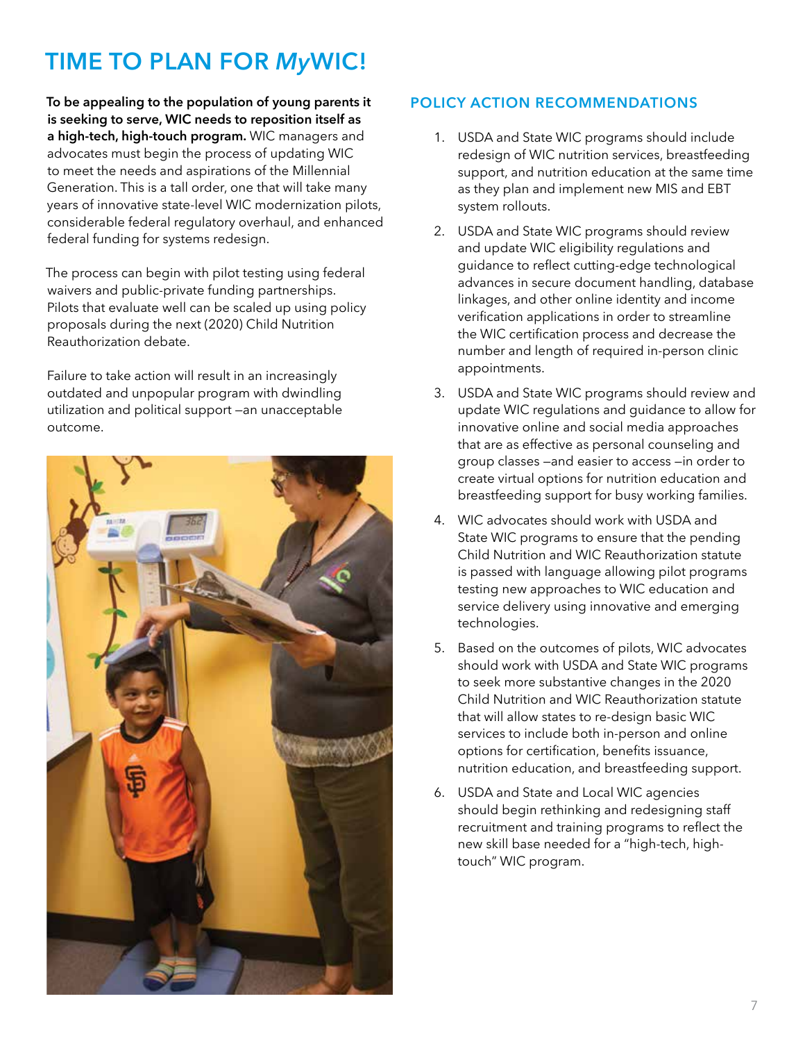# TIME TO PLAN FOR *My*WIC!

**To be appealing to the population of young parents it is seeking to serve, WIC needs to reposition itself as a high-tech, high-touch program.** WIC managers and advocates must begin the process of updating WIC to meet the needs and aspirations of the Millennial Generation. This is a tall order, one that will take many years of innovative state-level WIC modernization pilots, considerable federal regulatory overhaul, and enhanced federal funding for systems redesign.

The process can begin with pilot testing using federal waivers and public-private funding partnerships. Pilots that evaluate well can be scaled up using policy proposals during the next (2020) Child Nutrition Reauthorization debate.

Failure to take action will result in an increasingly outdated and unpopular program with dwindling utilization and political support —an unacceptable outcome.

## POLICY ACTION RECOMMENDATIONS

1. USDA and State WIC programs should include redesign of WIC nutrition services, breastfeeding support, and nutrition education at the same time as they plan and implement new MIS and EBT system rollouts.
2. USDA and State WIC programs should review and update WIC eligibility regulations and guidance to reflect cutting-edge technological advances in secure document handling, database linkages, and other online identity and income verification applications in order to streamline the WIC certification process and decrease the number and length of required in-person clinic appointments.
3. USDA and State WIC programs should review and update WIC regulations and guidance to allow for innovative online and social media approaches that are as effective as personal counseling and group classes —and easier to access —in order to create virtual options for nutrition education and breastfeeding support for busy working families.
4. WIC advocates should work with USDA and State WIC programs to ensure that the pending Child Nutrition and WIC Reauthorization statute is passed with language allowing pilot programs testing new approaches to WIC education and service delivery using innovative and emerging technologies.
5. Based on the outcomes of pilots, WIC advocates should work with USDA and State WIC programs to seek more substantive changes in the 2020 Child Nutrition and WIC Reauthorization statute that will allow states to re-design basic WIC services to include both in-person and online options for certification, benefits issuance, nutrition education, and breastfeeding support.
6. USDA and State and Local WIC agencies should begin rethinking and redesigning staff recruitment and training programs to reflect the new skill base needed for a "high-tech, high-touch" WIC program.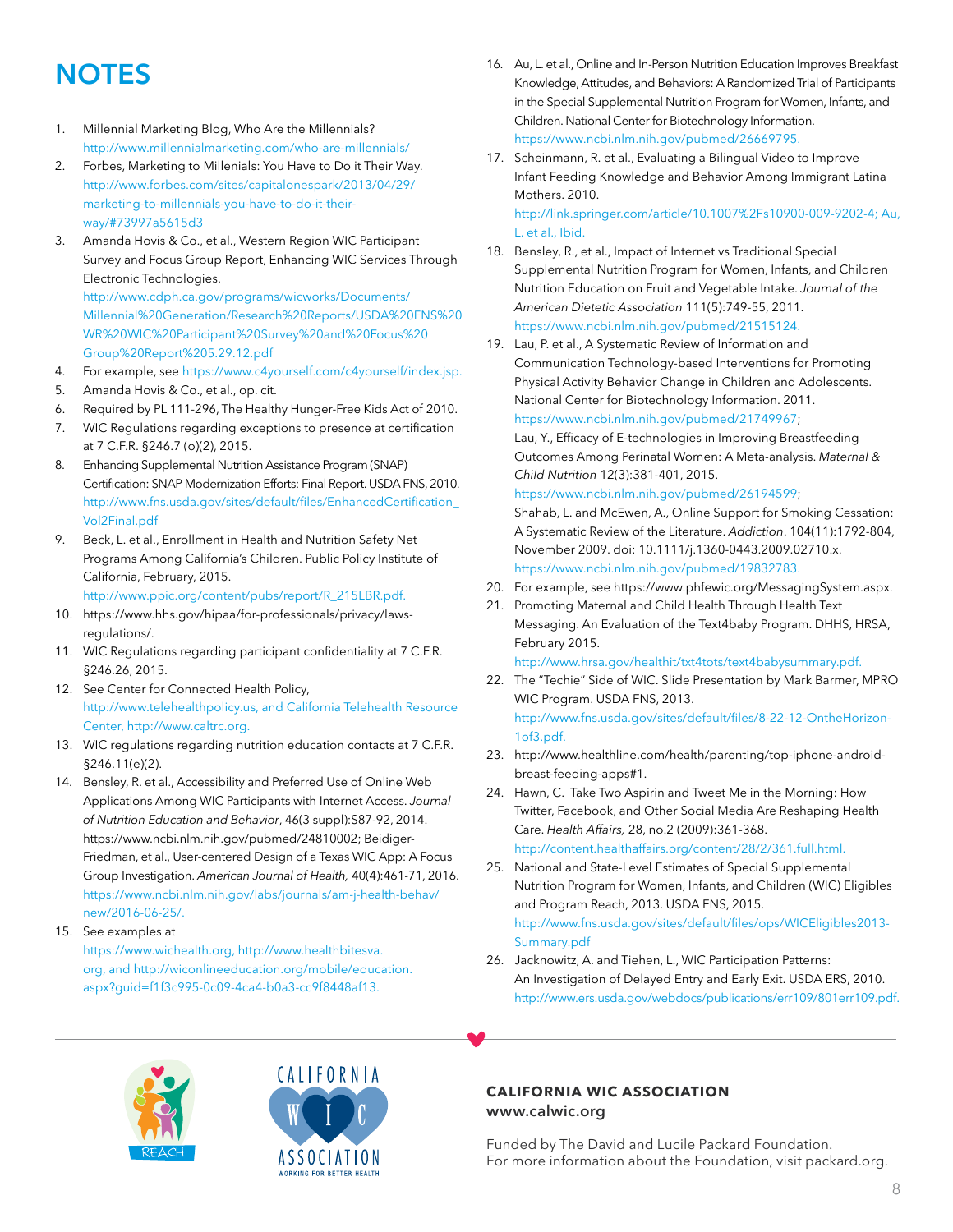# NOTES

1. Millennial Marketing Blog, Who Are the Millennials? http://www.millennialmarketing.com/who-are-millennials/
2. Forbes, Marketing to Millenials: You Have to Do it Their Way. http://www.forbes.com/sites/capitalonespark/2013/04/29/marketing-to-millennials-you-have-to-do-it-their-way/#73997a5615d3
3. Amanda Hovis & Co., et al., Western Region WIC Participant Survey and Focus Group Report, Enhancing WIC Services Through Electronic Technologies. http://www.cdph.ca.gov/programs/wicworks/Documents/Millennial%20Generation/Research%20Reports/USDA%20FNS%20WR%20WIC%20Participant%20Survey%20and%20Focus%20Group%20Report%205.29.12.pdf
4. For example, see https://www.c4yourself.com/c4yourself/index.jsp.
5. Amanda Hovis & Co., et al., op. cit.
6. Required by PL 111-296, The Healthy Hunger-Free Kids Act of 2010.
7. WIC Regulations regarding exceptions to presence at certification at 7 C.F.R. §246.7 (o)(2), 2015.
8. Enhancing Supplemental Nutrition Assistance Program (SNAP) Certification: SNAP Modernization Efforts: Final Report. USDA FNS, 2010. http://www.fns.usda.gov/sites/default/files/EnhancedCertification_Vol2Final.pdf
9. Beck, L. et al., Enrollment in Health and Nutrition Safety Net Programs Among California's Children. Public Policy Institute of California, February, 2015. http://www.ppic.org/content/pubs/report/R_215LBR.pdf.
10. https://www.hhs.gov/hipaa/for-professionals/privacy/laws-regulations/.
11. WIC Regulations regarding participant confidentiality at 7 C.F.R. §246.26, 2015.
12. See Center for Connected Health Policy, http://www.telehealthpolicy.us, and California Telehealth Resource Center, http://www.caltrc.org.
13. WIC regulations regarding nutrition education contacts at 7 C.F.R. §246.11(e)(2).
14. Bensley, R. et al., Accessibility and Preferred Use of Online Web Applications Among WIC Participants with Internet Access. *Journal of Nutrition Education and Behavior*, 46(3 suppl):S87-92, 2014. https://www.ncbi.nlm.nih.gov/pubmed/24810002; Beidiger-Friedman, et al., User-centered Design of a Texas WIC App: A Focus Group Investigation. *American Journal of Health,* 40(4):461-71, 2016. https://www.ncbi.nlm.nih.gov/labs/journals/am-j-health-behav/new/2016-06-25/.
15. See examples at https://www.wichealth.org, http://www.healthbitesva.org, and http://wiconlineeducation.org/mobile/education.aspx?guid=f1f3c995-0c09-4ca4-b0a3-cc9f8448af13.
16. Au, L. et al., Online and In-Person Nutrition Education Improves Breakfast Knowledge, Attitudes, and Behaviors: A Randomized Trial of Participants in the Special Supplemental Nutrition Program for Women, Infants, and Children. National Center for Biotechnology Information. https://www.ncbi.nlm.nih.gov/pubmed/26669795.
17. Scheinmann, R. et al., Evaluating a Bilingual Video to Improve Infant Feeding Knowledge and Behavior Among Immigrant Latina Mothers. 2010. http://link.springer.com/article/10.1007%2Fs10900-009-9202-4; Au, L. et al., Ibid.
18. Bensley, R., et al., Impact of Internet vs Traditional Special Supplemental Nutrition Program for Women, Infants, and Children Nutrition Education on Fruit and Vegetable Intake. *Journal of the American Dietetic Association* 111(5):749-55, 2011. https://www.ncbi.nlm.nih.gov/pubmed/21515124.
19. Lau, P. et al., A Systematic Review of Information and Communication Technology-based Interventions for Promoting Physical Activity Behavior Change in Children and Adolescents. National Center for Biotechnology Information. 2011. https://www.ncbi.nlm.nih.gov/pubmed/21749967;
    Lau, Y., Efficacy of E-technologies in Improving Breastfeeding Outcomes Among Perinatal Women: A Meta-analysis. *Maternal & Child Nutrition* 12(3):381-401, 2015. https://www.ncbi.nlm.nih.gov/pubmed/26194599;
    Shahab, L. and McEwen, A., Online Support for Smoking Cessation: A Systematic Review of the Literature. *Addiction*. 104(11):1792-804, November 2009. doi: 10.1111/j.1360-0443.2009.02710.x. https://www.ncbi.nlm.nih.gov/pubmed/19832783.
20. For example, see https://www.phfewic.org/MessagingSystem.aspx.
21. Promoting Maternal and Child Health Through Health Text Messaging. An Evaluation of the Text4baby Program. DHHS, HRSA, February 2015. http://www.hrsa.gov/healthit/txt4tots/text4babysummary.pdf.
22. The "Techie" Side of WIC. Slide Presentation by Mark Barmer, MPRO WIC Program. USDA FNS, 2013. http://www.fns.usda.gov/sites/default/files/8-22-12-OntheHorizon-1of3.pdf.
23. http://www.healthline.com/health/parenting/top-iphone-android-breast-feeding-apps#1.
24. Hawn, C. Take Two Aspirin and Tweet Me in the Morning: How Twitter, Facebook, and Other Social Media Are Reshaping Health Care. *Health Affairs,* 28, no.2 (2009):361-368. http://content.healthaffairs.org/content/28/2/361.full.html.
25. National and State-Level Estimates of Special Supplemental Nutrition Program for Women, Infants, and Children (WIC) Eligibles and Program Reach, 2013. USDA FNS, 2015. http://www.fns.usda.gov/sites/default/files/ops/WICEligibles2013-Summary.pdf
26. Jacknowitz, A. and Tiehen, L., WIC Participation Patterns: An Investigation of Delayed Entry and Early Exit. USDA ERS, 2010. http://www.ers.usda.gov/webdocs/publications/err109/801err109.pdf.

**CALIFORNIA WIC ASSOCIATION**
**www.calwic.org**

Funded by The David and Lucile Packard Foundation.
For more information about the Foundation, visit packard.org.